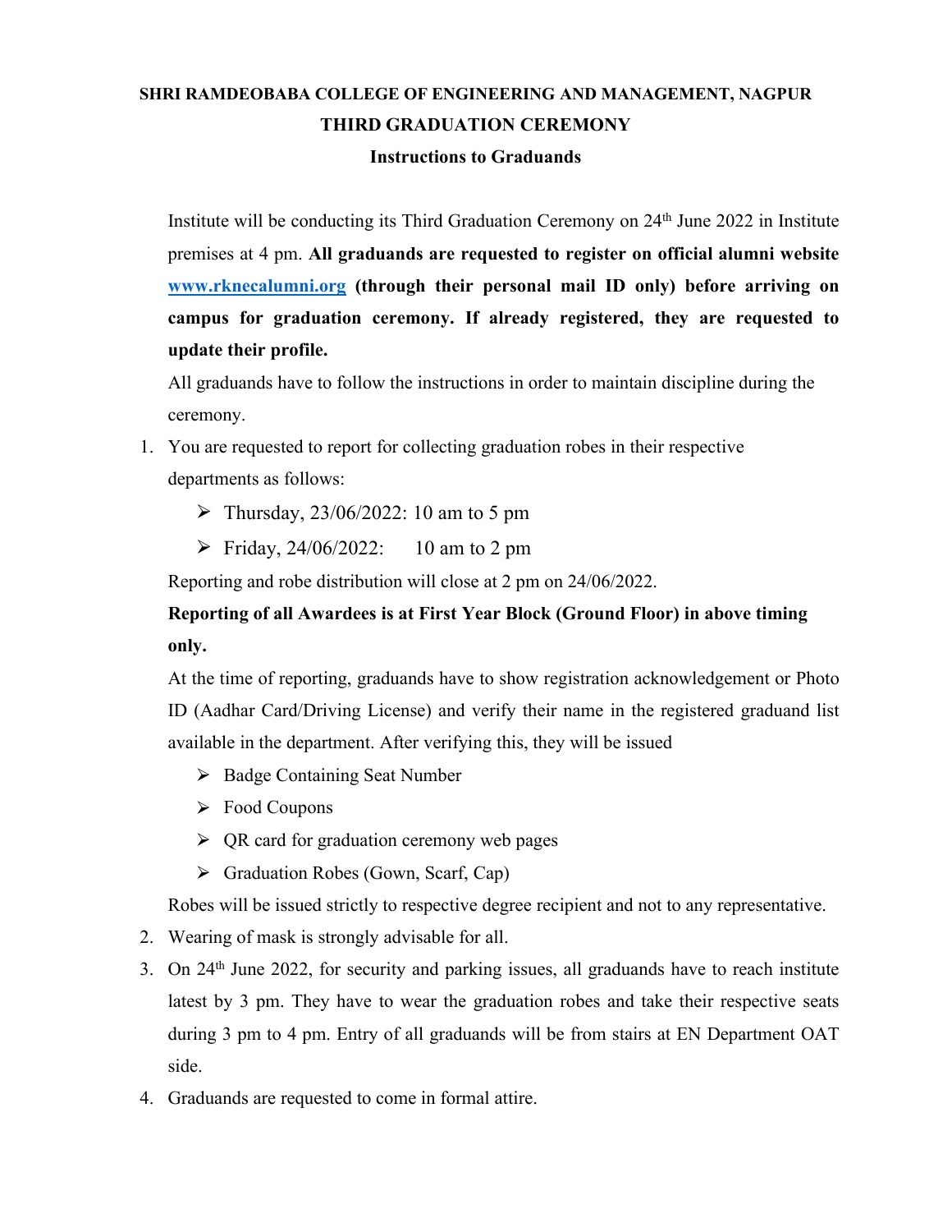# SHRI RAMDEOBABA COLLEGE OF ENGINEERING AND MANAGEMENT, NAGPUR

## THIRD GRADUATION CEREMONY

### Instructions to Graduands

Institute will be conducting its Third Graduation Ceremony on 24th June 2022 in Institute premises at 4 pm. **All graduands are requested to register on official alumni website [www.rknecalumni.org](http://www.rknecalumni.org) (through their personal mail ID only) before arriving on campus for graduation ceremony. If already registered, they are requested to update their profile.**

All graduands have to follow the instructions in order to maintain discipline during the ceremony.

1. You are requested to report for collecting graduation robes in their respective departments as follows:
   - Thursday, 23/06/2022: 10 am to 5 pm
   - Friday, 24/06/2022: 10 am to 2 pm

   Reporting and robe distribution will close at 2 pm on 24/06/2022.

   **Reporting of all Awardees is at First Year Block (Ground Floor) in above timing only.**

   At the time of reporting, graduands have to show registration acknowledgement or Photo ID (Aadhar Card/Driving License) and verify their name in the registered graduand list available in the department. After verifying this, they will be issued
   - Badge Containing Seat Number
   - Food Coupons
   - QR card for graduation ceremony web pages
   - Graduation Robes (Gown, Scarf, Cap)

   Robes will be issued strictly to respective degree recipient and not to any representative.
2. Wearing of mask is strongly advisable for all.
3. On 24th June 2022, for security and parking issues, all graduands have to reach institute latest by 3 pm. They have to wear the graduation robes and take their respective seats during 3 pm to 4 pm. Entry of all graduands will be from stairs at EN Department OAT side.
4. Graduands are requested to come in formal attire.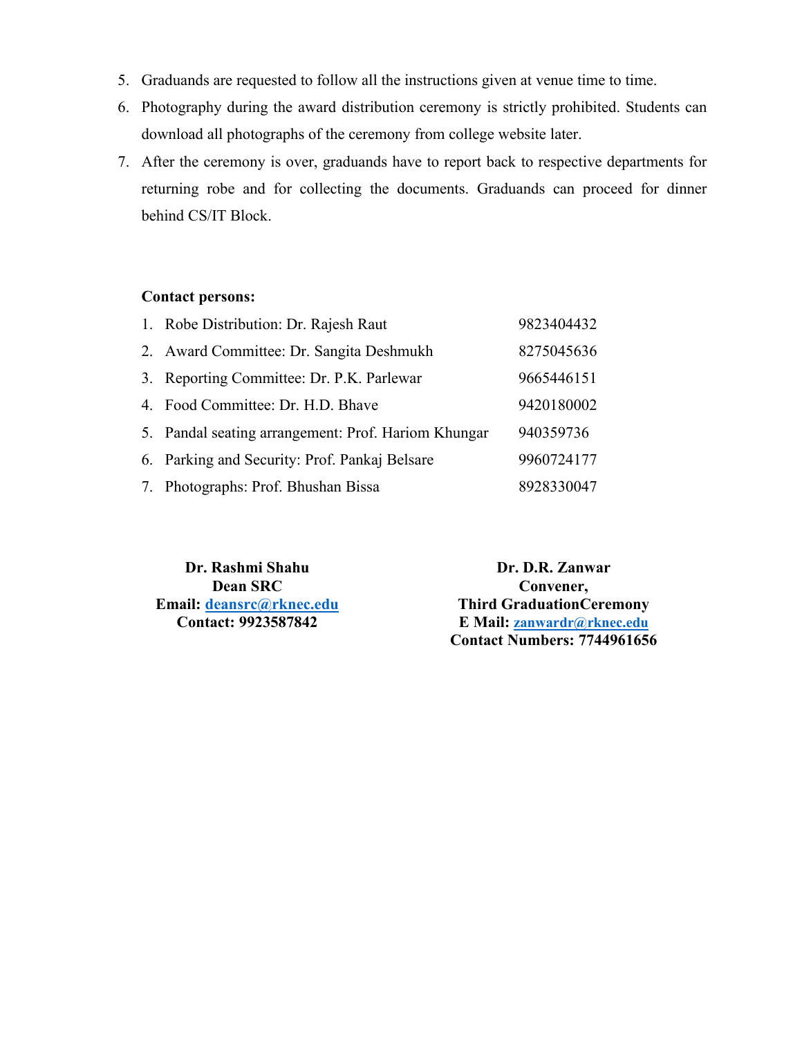5. Graduands are requested to follow all the instructions given at venue time to time.
6. Photography during the award distribution ceremony is strictly prohibited. Students can download all photographs of the ceremony from college website later.
7. After the ceremony is over, graduands have to report back to respective departments for returning robe and for collecting the documents. Graduands can proceed for dinner behind CS/IT Block.

**Contact persons:**

| | |
|---|---|
| 1. Robe Distribution: Dr. Rajesh Raut | 9823404432 |
| 2. Award Committee: Dr. Sangita Deshmukh | 8275045636 |
| 3. Reporting Committee: Dr. P.K. Parlewar | 9665446151 |
| 4. Food Committee: Dr. H.D. Bhave | 9420180002 |
| 5. Pandal seating arrangement: Prof. Hariom Khungar | 940359736 |
| 6. Parking and Security: Prof. Pankaj Belsare | 9960724177 |
| 7. Photographs: Prof. Bhushan Bissa | 8928330047 |

**Dr. Rashmi Shahu**
**Dean SRC**
**Email: deansrc@rknec.edu**
**Contact: 9923587842**

**Dr. D.R. Zanwar**
**Convener,**
**Third GraduationCeremony**
**E Mail: zanwardr@rknec.edu**
**Contact Numbers: 7744961656**